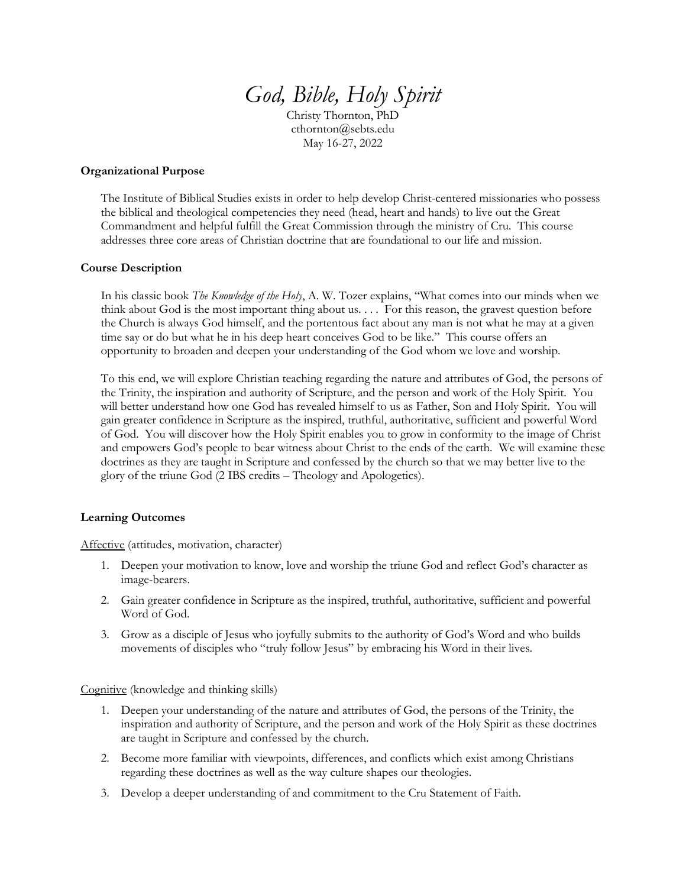# *God, Bible, Holy Spirit*

Christy Thornton, PhD
cthornton@sebts.edu
May 16-27, 2022

**Organizational Purpose**

The Institute of Biblical Studies exists in order to help develop Christ-centered missionaries who possess the biblical and theological competencies they need (head, heart and hands) to live out the Great Commandment and helpful fulfill the Great Commission through the ministry of Cru. This course addresses three core areas of Christian doctrine that are foundational to our life and mission.

**Course Description**

In his classic book *The Knowledge of the Holy*, A. W. Tozer explains, "What comes into our minds when we think about God is the most important thing about us. . . . For this reason, the gravest question before the Church is always God himself, and the portentous fact about any man is not what he may at a given time say or do but what he in his deep heart conceives God to be like." This course offers an opportunity to broaden and deepen your understanding of the God whom we love and worship.

To this end, we will explore Christian teaching regarding the nature and attributes of God, the persons of the Trinity, the inspiration and authority of Scripture, and the person and work of the Holy Spirit. You will better understand how one God has revealed himself to us as Father, Son and Holy Spirit. You will gain greater confidence in Scripture as the inspired, truthful, authoritative, sufficient and powerful Word of God. You will discover how the Holy Spirit enables you to grow in conformity to the image of Christ and empowers God's people to bear witness about Christ to the ends of the earth. We will examine these doctrines as they are taught in Scripture and confessed by the church so that we may better live to the glory of the triune God (2 IBS credits – Theology and Apologetics).

**Learning Outcomes**

<u>Affective</u> (attitudes, motivation, character)

1. Deepen your motivation to know, love and worship the triune God and reflect God's character as image-bearers.
2. Gain greater confidence in Scripture as the inspired, truthful, authoritative, sufficient and powerful Word of God.
3. Grow as a disciple of Jesus who joyfully submits to the authority of God's Word and who builds movements of disciples who "truly follow Jesus" by embracing his Word in their lives.

<u>Cognitive</u> (knowledge and thinking skills)

1. Deepen your understanding of the nature and attributes of God, the persons of the Trinity, the inspiration and authority of Scripture, and the person and work of the Holy Spirit as these doctrines are taught in Scripture and confessed by the church.
2. Become more familiar with viewpoints, differences, and conflicts which exist among Christians regarding these doctrines as well as the way culture shapes our theologies.
3. Develop a deeper understanding of and commitment to the Cru Statement of Faith.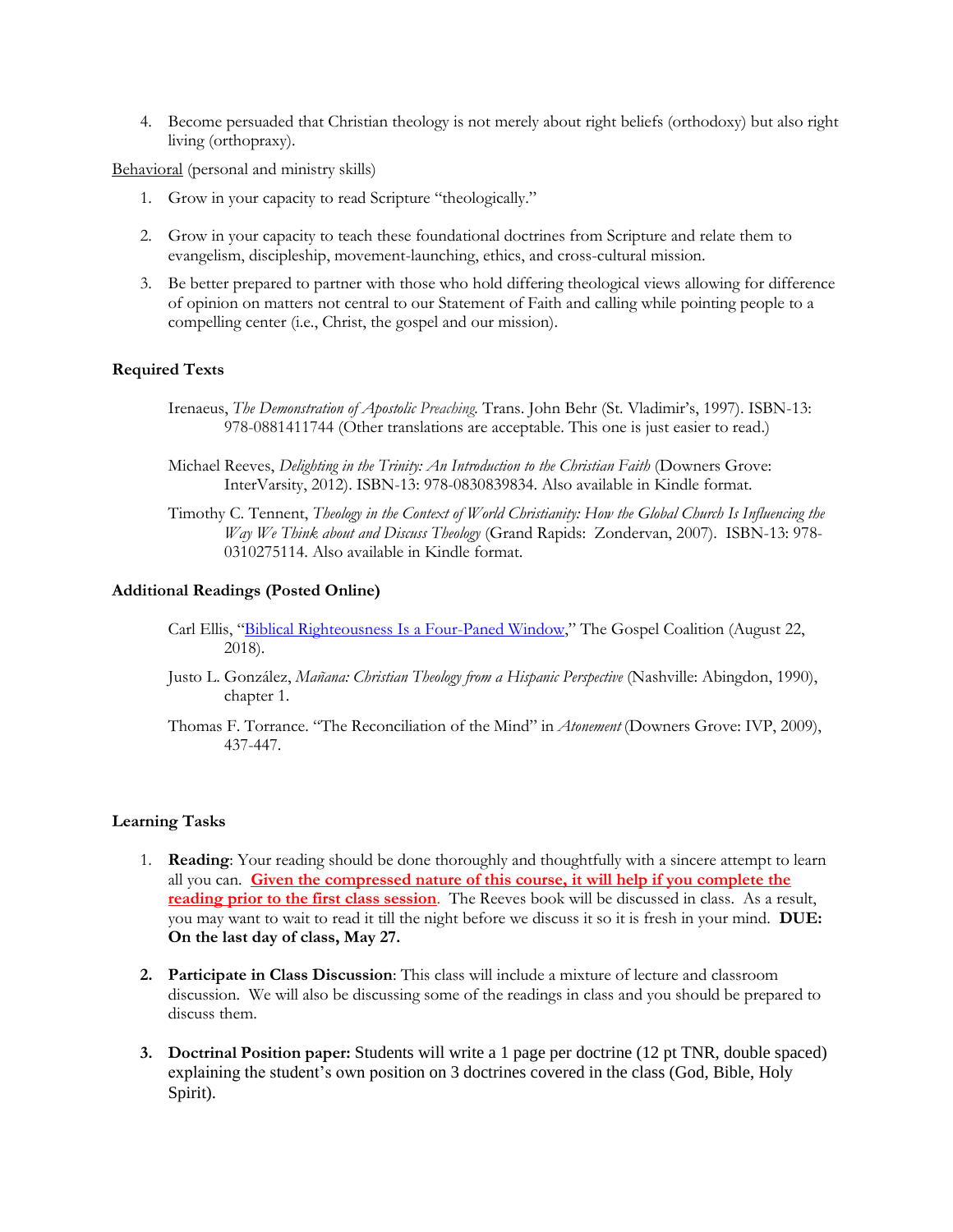4. Become persuaded that Christian theology is not merely about right beliefs (orthodoxy) but also right living (orthopraxy).

Behavioral (personal and ministry skills)

1. Grow in your capacity to read Scripture "theologically."
2. Grow in your capacity to teach these foundational doctrines from Scripture and relate them to evangelism, discipleship, movement-launching, ethics, and cross-cultural mission.
3. Be better prepared to partner with those who hold differing theological views allowing for difference of opinion on matters not central to our Statement of Faith and calling while pointing people to a compelling center (i.e., Christ, the gospel and our mission).

**Required Texts**

Irenaeus, *The Demonstration of Apostolic Preaching*. Trans. John Behr (St. Vladimir's, 1997). ISBN-13: 978-0881411744 (Other translations are acceptable. This one is just easier to read.)

Michael Reeves, *Delighting in the Trinity: An Introduction to the Christian Faith* (Downers Grove: InterVarsity, 2012). ISBN-13: 978-0830839834. Also available in Kindle format.

Timothy C. Tennent, *Theology in the Context of World Christianity: How the Global Church Is Influencing the Way We Think about and Discuss Theology* (Grand Rapids: Zondervan, 2007). ISBN-13: 978-0310275114. Also available in Kindle format.

**Additional Readings (Posted Online)**

Carl Ellis, "Biblical Righteousness Is a Four-Paned Window," The Gospel Coalition (August 22, 2018).

Justo L. González, *Mañana: Christian Theology from a Hispanic Perspective* (Nashville: Abingdon, 1990), chapter 1.

Thomas F. Torrance. "The Reconciliation of the Mind" in *Atonement* (Downers Grove: IVP, 2009), 437-447.

**Learning Tasks**

1. **Reading**: Your reading should be done thoroughly and thoughtfully with a sincere attempt to learn all you can. **Given the compressed nature of this course, it will help if you complete the reading prior to the first class session**. The Reeves book will be discussed in class. As a result, you may want to wait to read it till the night before we discuss it so it is fresh in your mind. **DUE: On the last day of class, May 27.**
2. **Participate in Class Discussion**: This class will include a mixture of lecture and classroom discussion. We will also be discussing some of the readings in class and you should be prepared to discuss them.
3. **Doctrinal Position paper:** Students will write a 1 page per doctrine (12 pt TNR, double spaced) explaining the student's own position on 3 doctrines covered in the class (God, Bible, Holy Spirit).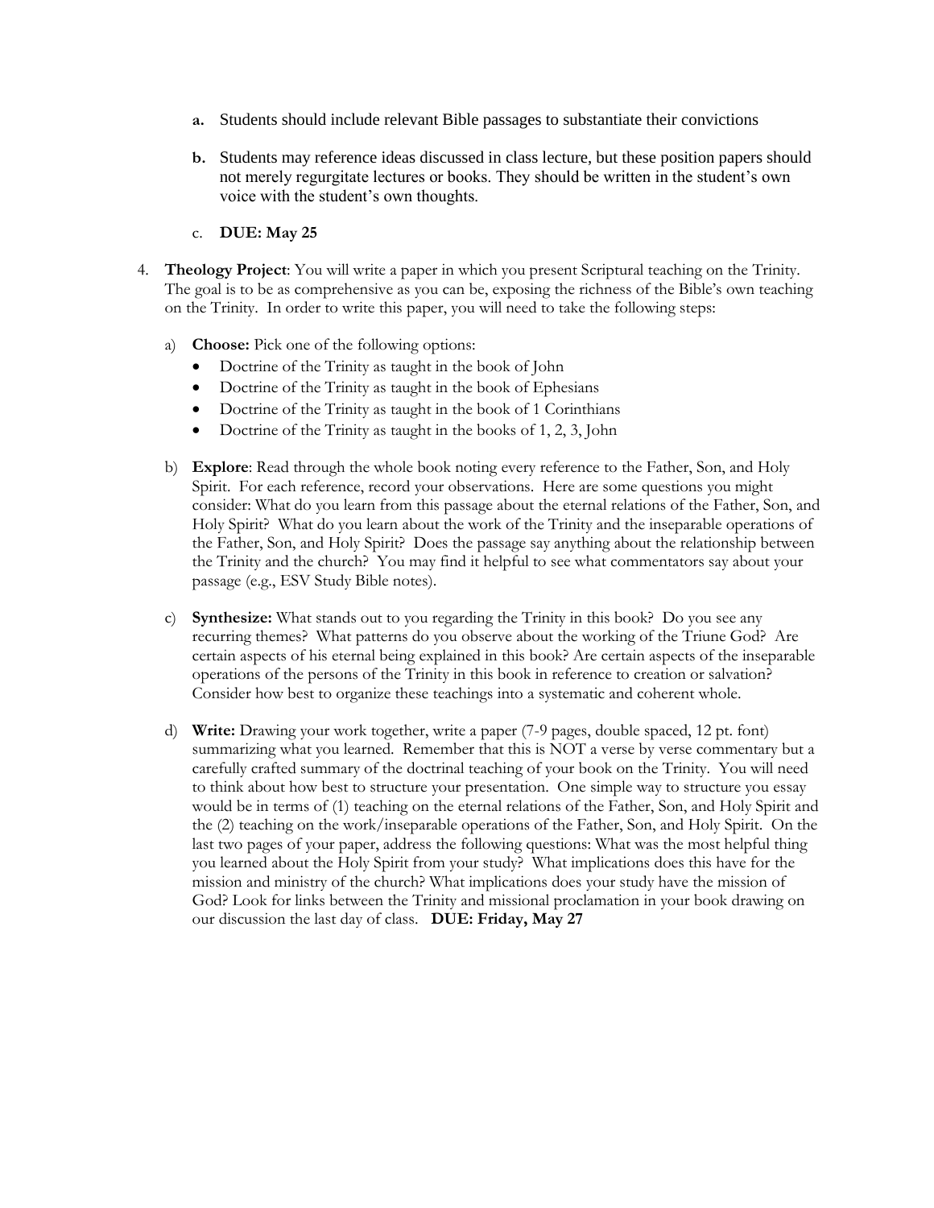**a.** Students should include relevant Bible passages to substantiate their convictions

   **b.** Students may reference ideas discussed in class lecture, but these position papers should not merely regurgitate lectures or books. They should be written in the student's own voice with the student's own thoughts.

   c. **DUE: May 25**

4. **Theology Project**: You will write a paper in which you present Scriptural teaching on the Trinity. The goal is to be as comprehensive as you can be, exposing the richness of the Bible's own teaching on the Trinity. In order to write this paper, you will need to take the following steps:

   a) **Choose:** Pick one of the following options:
      - Doctrine of the Trinity as taught in the book of John
      - Doctrine of the Trinity as taught in the book of Ephesians
      - Doctrine of the Trinity as taught in the book of 1 Corinthians
      - Doctrine of the Trinity as taught in the books of 1, 2, 3, John

   b) **Explore**: Read through the whole book noting every reference to the Father, Son, and Holy Spirit. For each reference, record your observations. Here are some questions you might consider: What do you learn from this passage about the eternal relations of the Father, Son, and Holy Spirit? What do you learn about the work of the Trinity and the inseparable operations of the Father, Son, and Holy Spirit? Does the passage say anything about the relationship between the Trinity and the church? You may find it helpful to see what commentators say about your passage (e.g., ESV Study Bible notes).

   c) **Synthesize:** What stands out to you regarding the Trinity in this book? Do you see any recurring themes? What patterns do you observe about the working of the Triune God? Are certain aspects of his eternal being explained in this book? Are certain aspects of the inseparable operations of the persons of the Trinity in this book in reference to creation or salvation? Consider how best to organize these teachings into a systematic and coherent whole.

   d) **Write:** Drawing your work together, write a paper (7-9 pages, double spaced, 12 pt. font) summarizing what you learned. Remember that this is NOT a verse by verse commentary but a carefully crafted summary of the doctrinal teaching of your book on the Trinity. You will need to think about how best to structure your presentation. One simple way to structure you essay would be in terms of (1) teaching on the eternal relations of the Father, Son, and Holy Spirit and the (2) teaching on the work/inseparable operations of the Father, Son, and Holy Spirit. On the last two pages of your paper, address the following questions: What was the most helpful thing you learned about the Holy Spirit from your study? What implications does this have for the mission and ministry of the church? What implications does your study have the mission of God? Look for links between the Trinity and missional proclamation in your book drawing on our discussion the last day of class. **DUE: Friday, May 27**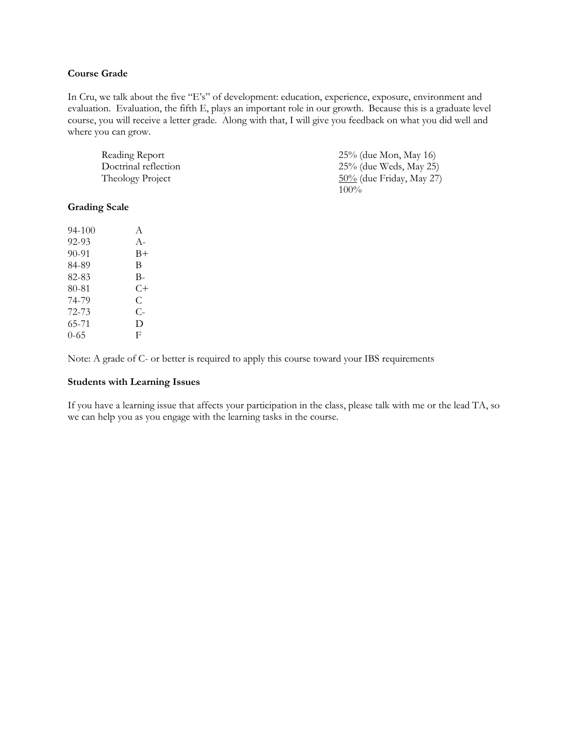**Course Grade**

In Cru, we talk about the five "E's" of development: education, experience, exposure, environment and evaluation. Evaluation, the fifth E, plays an important role in our growth. Because this is a graduate level course, you will receive a letter grade. Along with that, I will give you feedback on what you did well and where you can grow.

| | |
|---|---|
| Reading Report | 25% (due Mon, May 16) |
| Doctrinal reflection | 25% (due Weds, May 25) |
| Theology Project | 50% (due Friday, May 27) |
| | 100% |

**Grading Scale**

| | |
|---|---|
| 94-100 | A |
| 92-93 | A- |
| 90-91 | B+ |
| 84-89 | B |
| 82-83 | B- |
| 80-81 | C+ |
| 74-79 | C |
| 72-73 | C- |
| 65-71 | D |
| 0-65 | F |

Note: A grade of C- or better is required to apply this course toward your IBS requirements

**Students with Learning Issues**

If you have a learning issue that affects your participation in the class, please talk with me or the lead TA, so we can help you as you engage with the learning tasks in the course.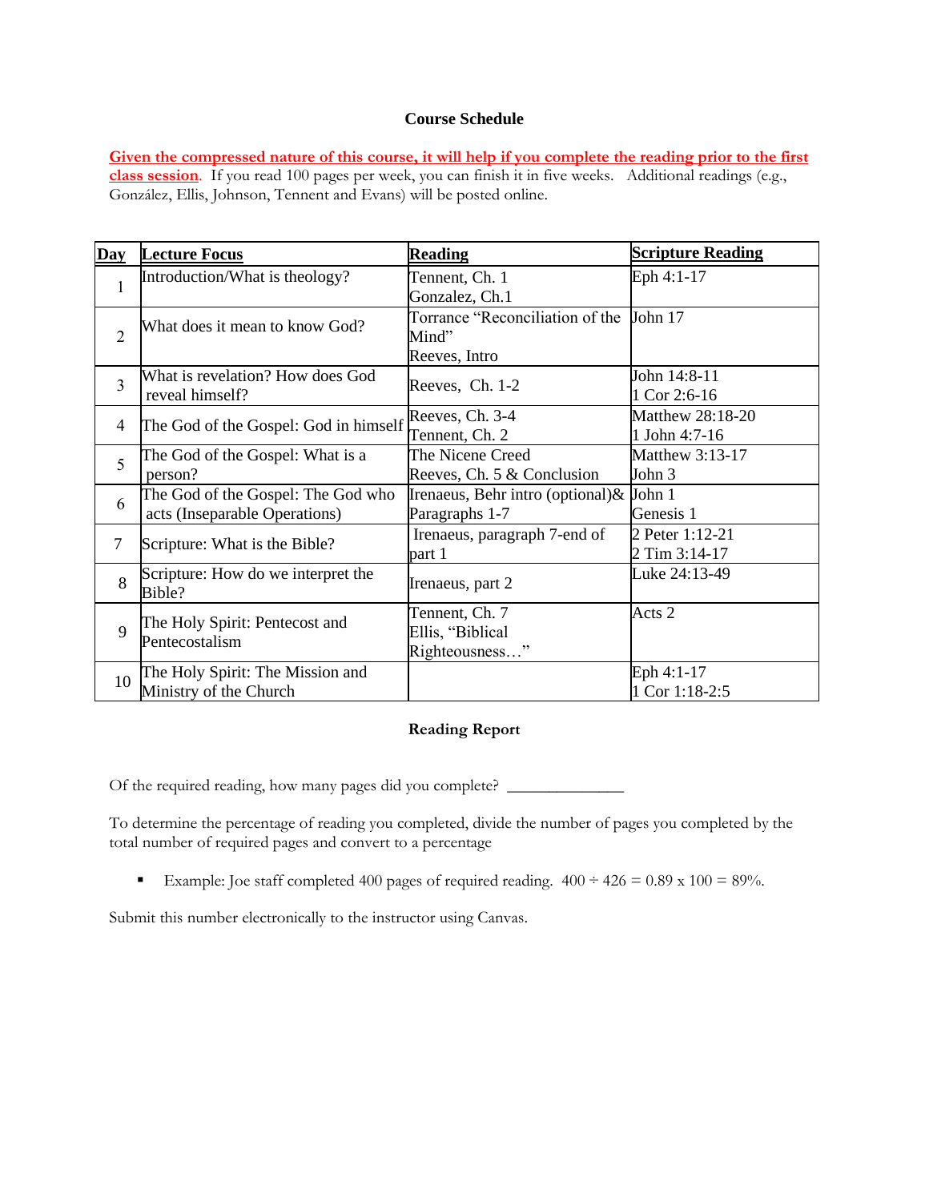## Course Schedule

**Given the compressed nature of this course, it will help if you complete the reading prior to the first class session**. If you read 100 pages per week, you can finish it in five weeks. Additional readings (e.g., González, Ellis, Johnson, Tennent and Evans) will be posted online.

| Day | Lecture Focus | Reading | Scripture Reading |
|---|---|---|---|
| 1 | Introduction/What is theology? | Tennent, Ch. 1<br>Gonzalez, Ch.1 | Eph 4:1-17 |
| 2 | What does it mean to know God? | Torrance "Reconciliation of the Mind"<br>Reeves, Intro | John 17 |
| 3 | What is revelation? How does God reveal himself? | Reeves, Ch. 1-2 | John 14:8-11<br>1 Cor 2:6-16 |
| 4 | The God of the Gospel: God in himself | Reeves, Ch. 3-4<br>Tennent, Ch. 2 | Matthew 28:18-20<br>1 John 4:7-16 |
| 5 | The God of the Gospel: What is a person? | The Nicene Creed<br>Reeves, Ch. 5 & Conclusion | Matthew 3:13-17<br>John 3 |
| 6 | The God of the Gospel: The God who acts (Inseparable Operations) | Irenaeus, Behr intro (optional)& Paragraphs 1-7 | John 1<br>Genesis 1 |
| 7 | Scripture: What is the Bible? | Irenaeus, paragraph 7-end of part 1 | 2 Peter 1:12-21<br>2 Tim 3:14-17 |
| 8 | Scripture: How do we interpret the Bible? | Irenaeus, part 2 | Luke 24:13-49 |
| 9 | The Holy Spirit: Pentecost and Pentecostalism | Tennent, Ch. 7<br>Ellis, "Biblical Righteousness…" | Acts 2 |
| 10 | The Holy Spirit: The Mission and Ministry of the Church | | Eph 4:1-17<br>1 Cor 1:18-2:5 |

## Reading Report

Of the required reading, how many pages did you complete? _______________

To determine the percentage of reading you completed, divide the number of pages you completed by the total number of required pages and convert to a percentage

- Example: Joe staff completed 400 pages of required reading. 400 ÷ 426 = 0.89 x 100 = 89%.

Submit this number electronically to the instructor using Canvas.